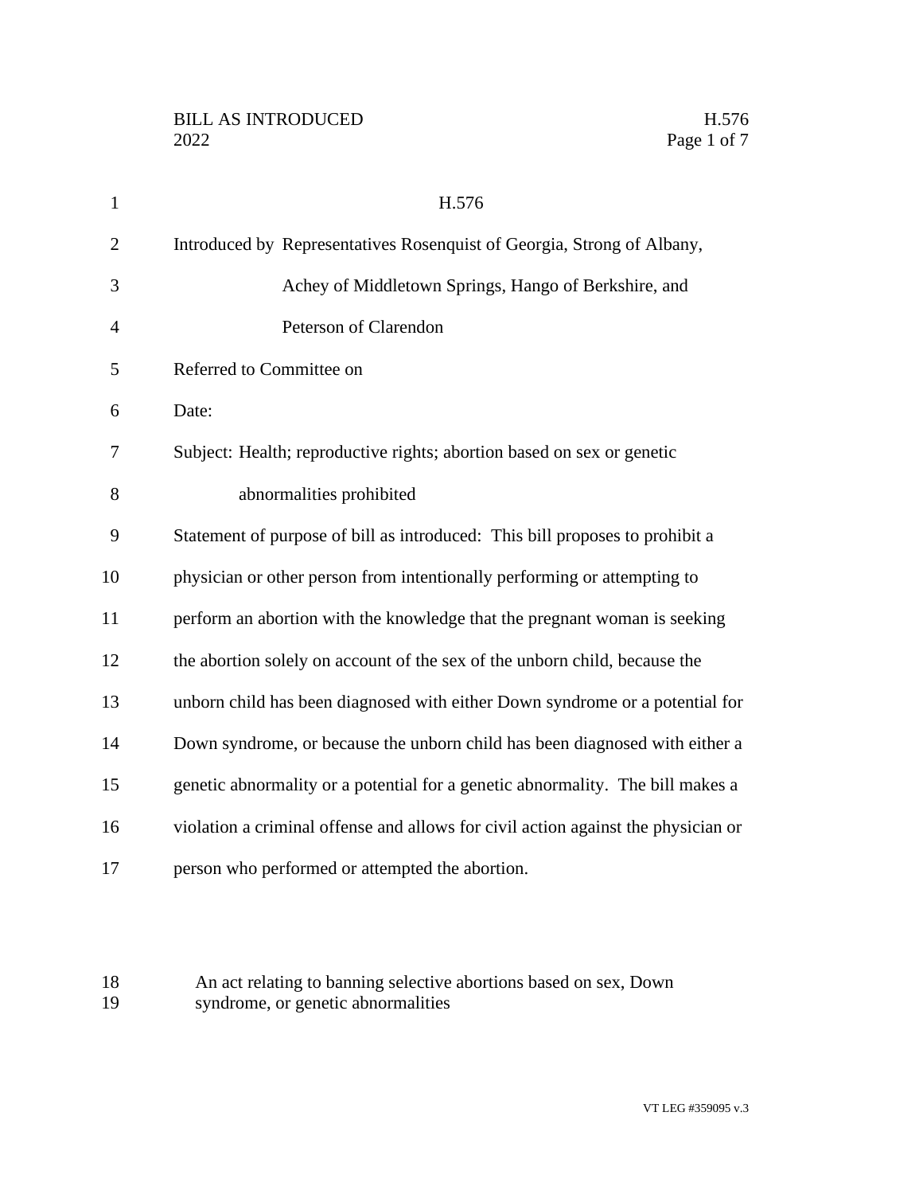# H.576

Introduced by Representatives Rosenquist of Georgia, Strong of Albany, Achey of Middletown Springs, Hango of Berkshire, and Peterson of Clarendon

Referred to Committee on

Date:

Subject: Health; reproductive rights; abortion based on sex or genetic abnormalities prohibited

Statement of purpose of bill as introduced: This bill proposes to prohibit a physician or other person from intentionally performing or attempting to perform an abortion with the knowledge that the pregnant woman is seeking the abortion solely on account of the sex of the unborn child, because the unborn child has been diagnosed with either Down syndrome or a potential for Down syndrome, or because the unborn child has been diagnosed with either a genetic abnormality or a potential for a genetic abnormality. The bill makes a violation a criminal offense and allows for civil action against the physician or person who performed or attempted the abortion.

An act relating to banning selective abortions based on sex, Down syndrome, or genetic abnormalities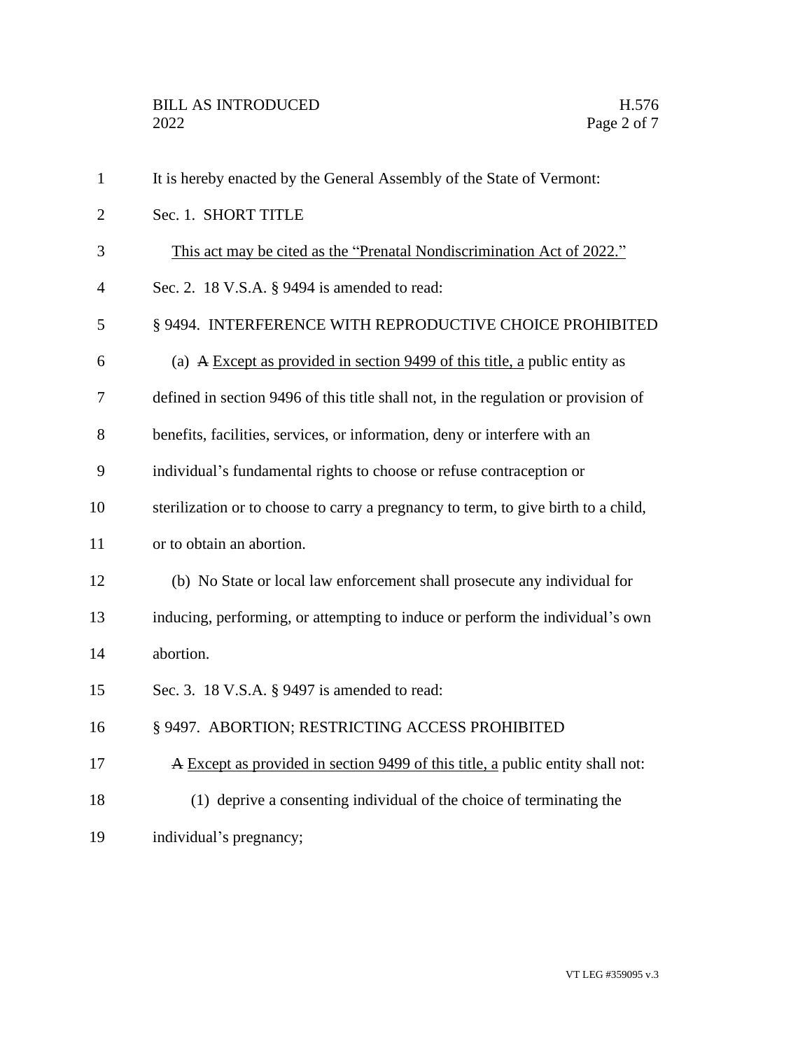It is hereby enacted by the General Assembly of the State of Vermont:

Sec. 1. SHORT TITLE

This act may be cited as the "Prenatal Nondiscrimination Act of 2022."

Sec. 2. 18 V.S.A. § 9494 is amended to read:

§ 9494. INTERFERENCE WITH REPRODUCTIVE CHOICE PROHIBITED

(a) ~~A~~ Except as provided in section 9499 of this title, a public entity as defined in section 9496 of this title shall not, in the regulation or provision of benefits, facilities, services, or information, deny or interfere with an individual's fundamental rights to choose or refuse contraception or sterilization or to choose to carry a pregnancy to term, to give birth to a child, or to obtain an abortion.

(b) No State or local law enforcement shall prosecute any individual for inducing, performing, or attempting to induce or perform the individual's own abortion.

Sec. 3. 18 V.S.A. § 9497 is amended to read:

§ 9497. ABORTION; RESTRICTING ACCESS PROHIBITED

~~A~~ Except as provided in section 9499 of this title, a public entity shall not:

(1) deprive a consenting individual of the choice of terminating the individual's pregnancy;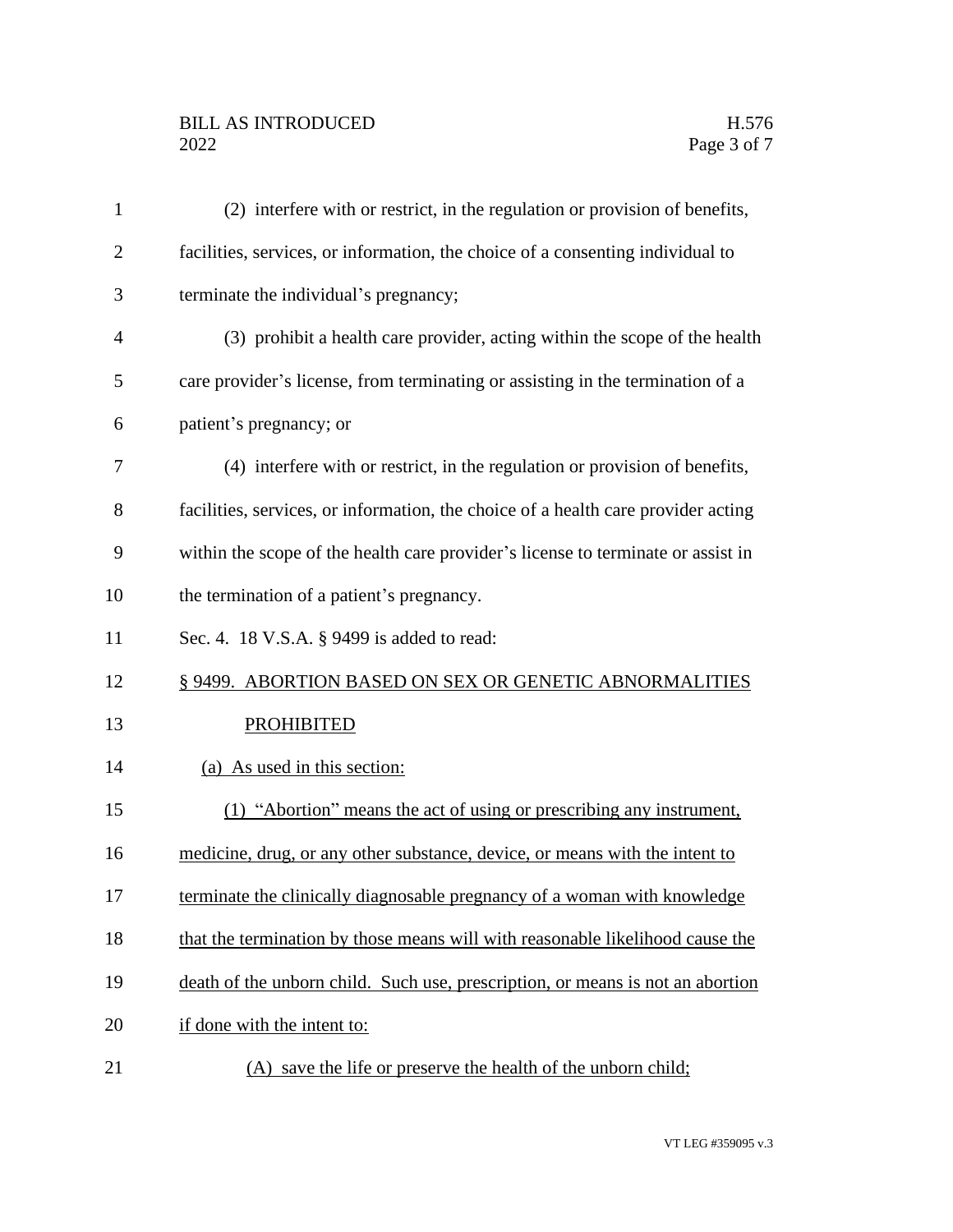(2) interfere with or restrict, in the regulation or provision of benefits, facilities, services, or information, the choice of a consenting individual to terminate the individual's pregnancy;

(3) prohibit a health care provider, acting within the scope of the health care provider's license, from terminating or assisting in the termination of a patient's pregnancy; or

(4) interfere with or restrict, in the regulation or provision of benefits, facilities, services, or information, the choice of a health care provider acting within the scope of the health care provider's license to terminate or assist in the termination of a patient's pregnancy.

Sec. 4. 18 V.S.A. § 9499 is added to read:

§ 9499. ABORTION BASED ON SEX OR GENETIC ABNORMALITIES PROHIBITED

(a) As used in this section:

(1) "Abortion" means the act of using or prescribing any instrument, medicine, drug, or any other substance, device, or means with the intent to terminate the clinically diagnosable pregnancy of a woman with knowledge that the termination by those means will with reasonable likelihood cause the death of the unborn child. Such use, prescription, or means is not an abortion if done with the intent to:

(A) save the life or preserve the health of the unborn child;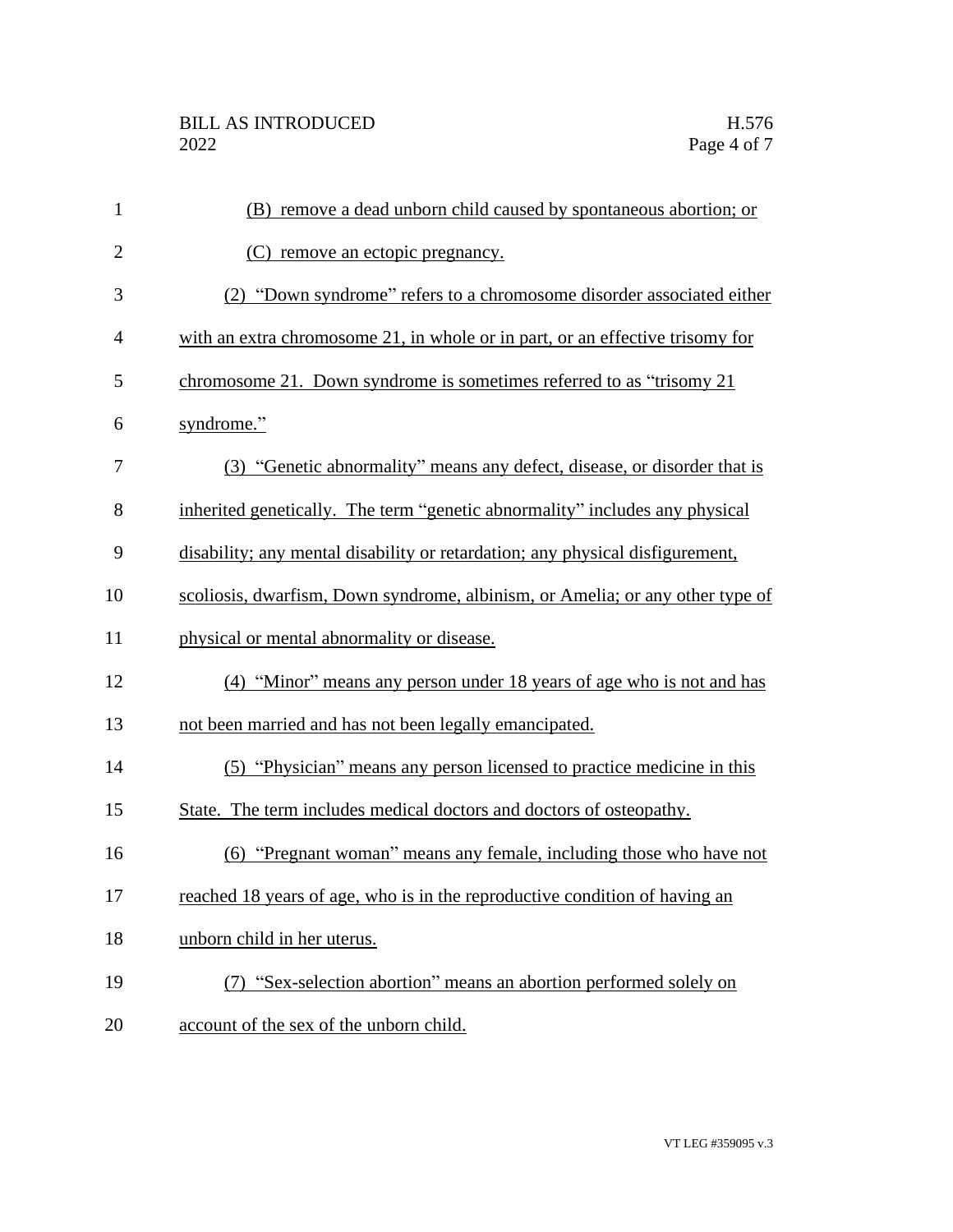(B) remove a dead unborn child caused by spontaneous abortion; or

(C) remove an ectopic pregnancy.

(2) "Down syndrome" refers to a chromosome disorder associated either with an extra chromosome 21, in whole or in part, or an effective trisomy for chromosome 21. Down syndrome is sometimes referred to as "trisomy 21 syndrome."

(3) "Genetic abnormality" means any defect, disease, or disorder that is inherited genetically. The term "genetic abnormality" includes any physical disability; any mental disability or retardation; any physical disfigurement, scoliosis, dwarfism, Down syndrome, albinism, or Amelia; or any other type of physical or mental abnormality or disease.

(4) "Minor" means any person under 18 years of age who is not and has not been married and has not been legally emancipated.

(5) "Physician" means any person licensed to practice medicine in this State. The term includes medical doctors and doctors of osteopathy.

(6) "Pregnant woman" means any female, including those who have not reached 18 years of age, who is in the reproductive condition of having an unborn child in her uterus.

(7) "Sex-selection abortion" means an abortion performed solely on account of the sex of the unborn child.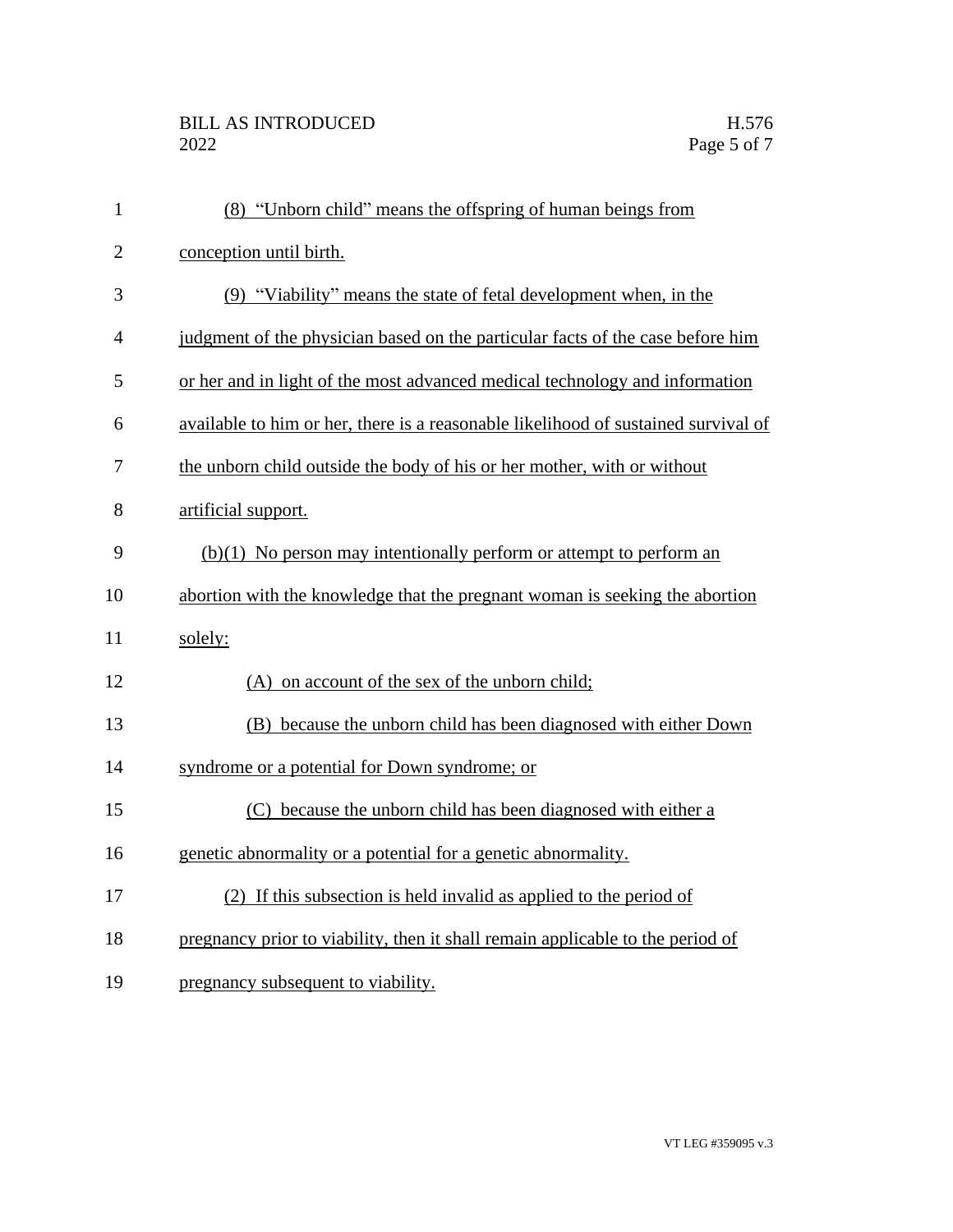(8) "Unborn child" means the offspring of human beings from conception until birth.

(9) "Viability" means the state of fetal development when, in the judgment of the physician based on the particular facts of the case before him or her and in light of the most advanced medical technology and information available to him or her, there is a reasonable likelihood of sustained survival of the unborn child outside the body of his or her mother, with or without artificial support.

(b)(1) No person may intentionally perform or attempt to perform an abortion with the knowledge that the pregnant woman is seeking the abortion solely:

(A) on account of the sex of the unborn child;

(B) because the unborn child has been diagnosed with either Down syndrome or a potential for Down syndrome; or

(C) because the unborn child has been diagnosed with either a genetic abnormality or a potential for a genetic abnormality.

(2) If this subsection is held invalid as applied to the period of pregnancy prior to viability, then it shall remain applicable to the period of pregnancy subsequent to viability.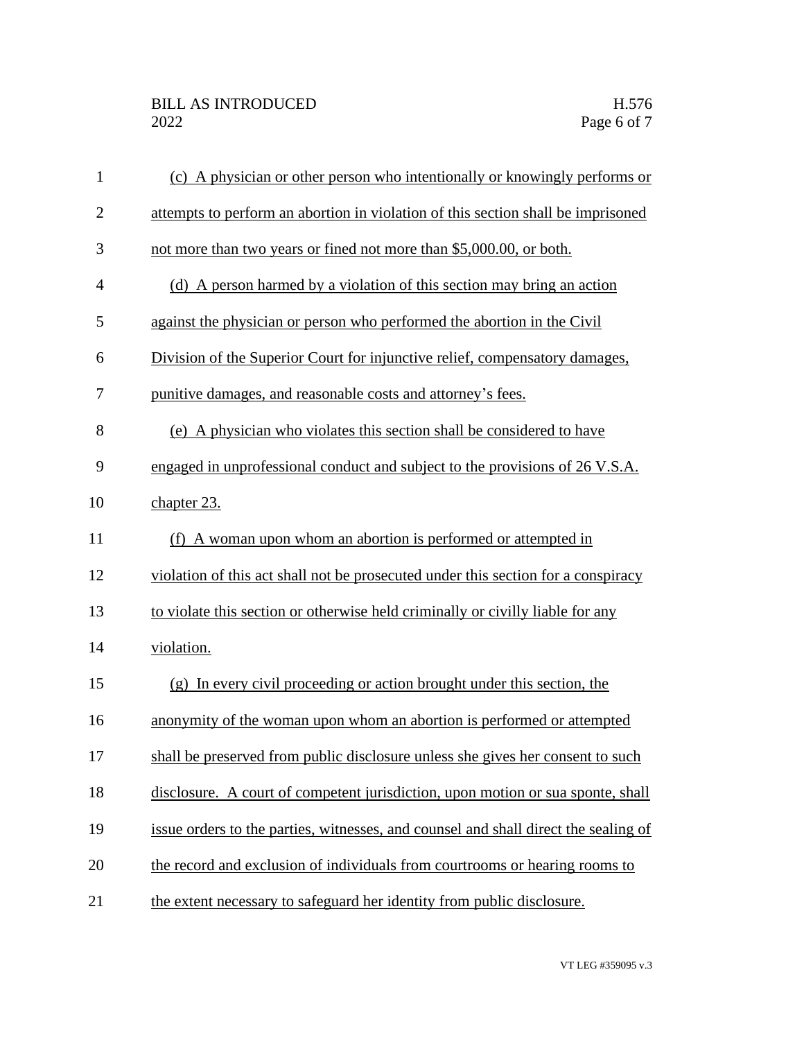(c) A physician or other person who intentionally or knowingly performs or attempts to perform an abortion in violation of this section shall be imprisoned not more than two years or fined not more than $5,000.00, or both.

(d) A person harmed by a violation of this section may bring an action against the physician or person who performed the abortion in the Civil Division of the Superior Court for injunctive relief, compensatory damages, punitive damages, and reasonable costs and attorney's fees.

(e) A physician who violates this section shall be considered to have engaged in unprofessional conduct and subject to the provisions of 26 V.S.A. chapter 23.

(f) A woman upon whom an abortion is performed or attempted in violation of this act shall not be prosecuted under this section for a conspiracy to violate this section or otherwise held criminally or civilly liable for any violation.

(g) In every civil proceeding or action brought under this section, the anonymity of the woman upon whom an abortion is performed or attempted shall be preserved from public disclosure unless she gives her consent to such disclosure. A court of competent jurisdiction, upon motion or sua sponte, shall issue orders to the parties, witnesses, and counsel and shall direct the sealing of the record and exclusion of individuals from courtrooms or hearing rooms to the extent necessary to safeguard her identity from public disclosure.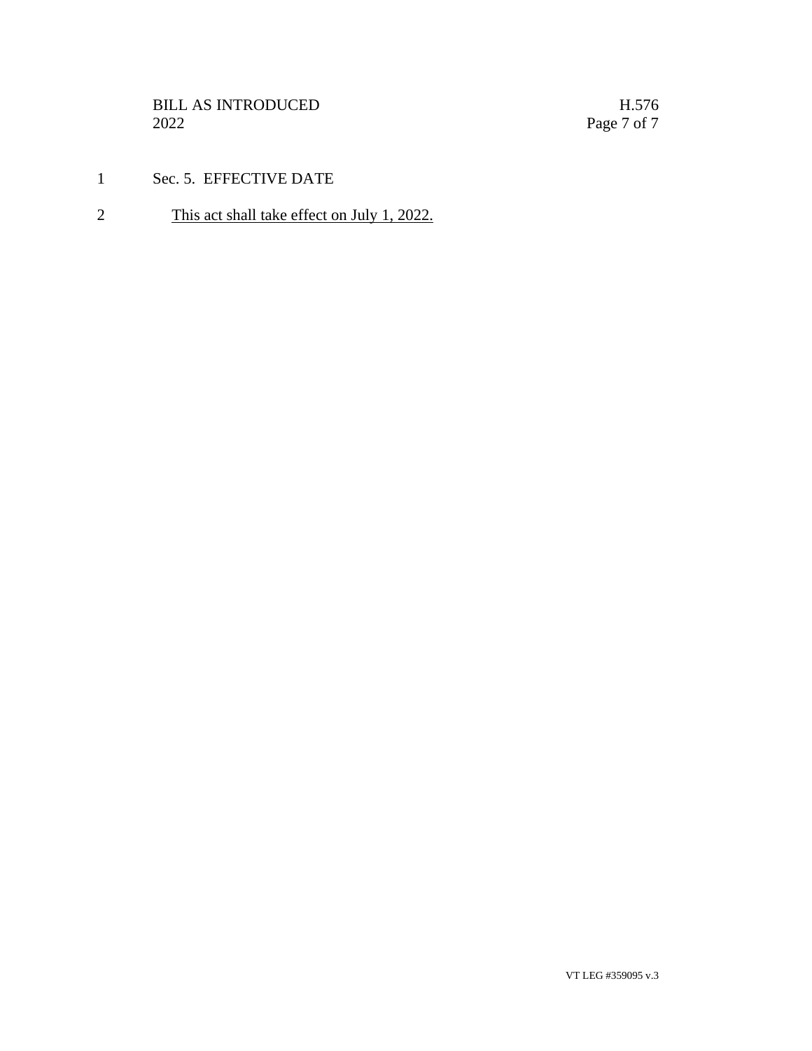Sec. 5. EFFECTIVE DATE

<u>This act shall take effect on July 1, 2022.</u>